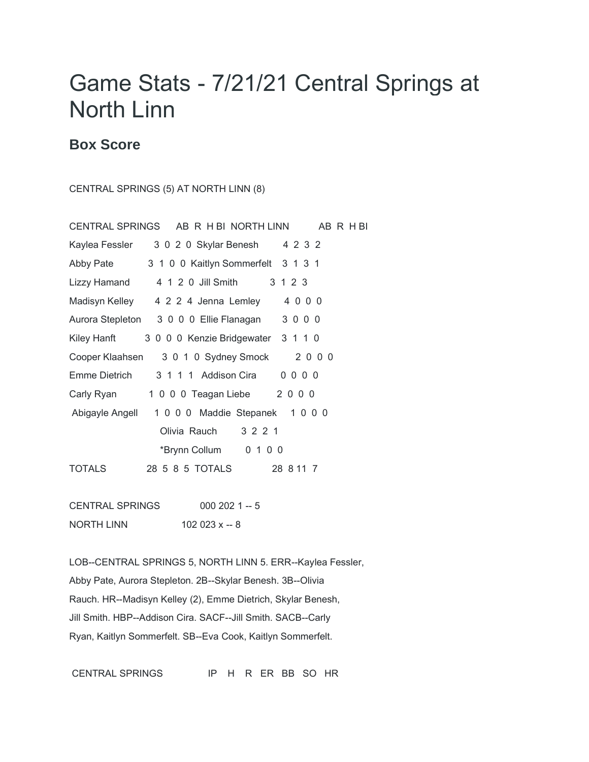# Game Stats - 7/21/21 Central Springs at North Linn

## Box Score

CENTRAL SPRINGS (5) AT NORTH LINN (8)

| CENTRAL SPRINGS | AB | R | H | BI | NORTH LINN | AB | R | H | BI |
|---|---|---|---|---|---|---|---|---|---|
| Kaylea Fessler | 3 | 0 | 2 | 0 | Skylar Benesh | 4 | 2 | 3 | 2 |
| Abby Pate | 3 | 1 | 0 | 0 | Kaitlyn Sommerfelt | 3 | 1 | 3 | 1 |
| Lizzy Hamand | 4 | 1 | 2 | 0 | Jill Smith | 3 | 1 | 2 | 3 |
| Madisyn Kelley | 4 | 2 | 2 | 4 | Jenna Lemley | 4 | 0 | 0 | 0 |
| Aurora Stepleton | 3 | 0 | 0 | 0 | Ellie Flanagan | 3 | 0 | 0 | 0 |
| Kiley Hanft | 3 | 0 | 0 | 0 | Kenzie Bridgewater | 3 | 1 | 1 | 0 |
| Cooper Klaahsen | 3 | 0 | 1 | 0 | Sydney Smock | 2 | 0 | 0 | 0 |
| Emme Dietrich | 3 | 1 | 1 | 1 | Addison Cira | 0 | 0 | 0 | 0 |
| Carly Ryan | 1 | 0 | 0 | 0 | Teagan Liebe | 2 | 0 | 0 | 0 |
| Abigayle Angell | 1 | 0 | 0 | 0 | Maddie Stepanek | 1 | 0 | 0 | 0 |
| | | | | | Olivia Rauch | 3 | 2 | 2 | 1 |
| | | | | | *Brynn Collum | 0 | 1 | 0 | 0 |
| TOTALS | 28 | 5 | 8 | 5 | TOTALS | 28 | 8 | 11 | 7 |

CENTRAL SPRINGS 000 202 1 -- 5

NORTH LINN 102 023 x -- 8

LOB--CENTRAL SPRINGS 5, NORTH LINN 5. ERR--Kaylea Fessler, Abby Pate, Aurora Stepleton. 2B--Skylar Benesh. 3B--Olivia Rauch. HR--Madisyn Kelley (2), Emme Dietrich, Skylar Benesh, Jill Smith. HBP--Addison Cira. SACF--Jill Smith. SACB--Carly Ryan, Kaitlyn Sommerfelt. SB--Eva Cook, Kaitlyn Sommerfelt.

| CENTRAL SPRINGS | IP | H | R | ER | BB | SO | HR |
|---|---|---|---|---|---|---|---|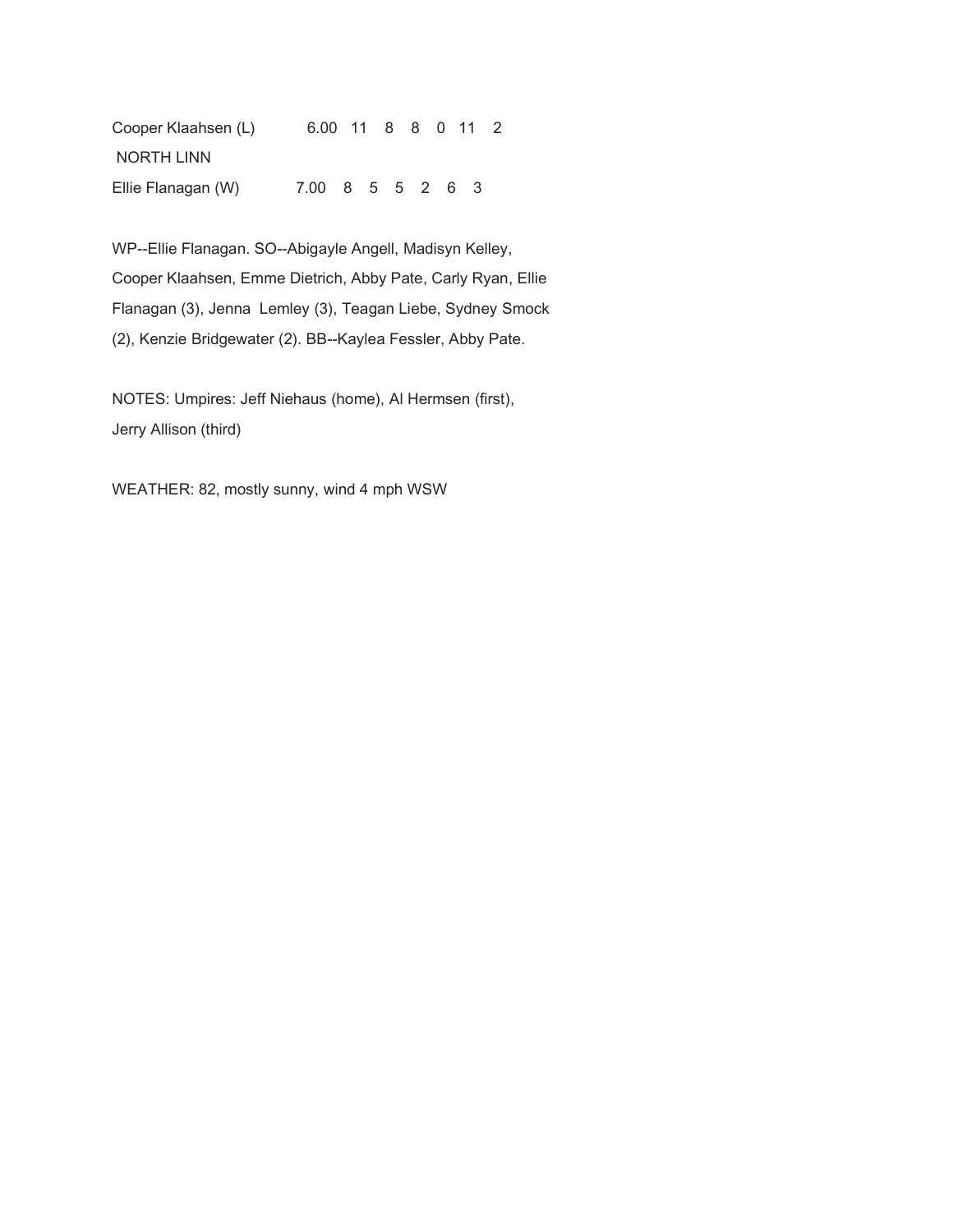| | | | | | | | |
|---|---|---|---|---|---|---|---|
| Cooper Klaahsen (L) | 6.00 | 11 | 8 | 8 | 0 | 11 | 2 |
| NORTH LINN | | | | | | | |
| Ellie Flanagan (W) | 7.00 | 8 | 5 | 5 | 2 | 6 | 3 |

WP--Ellie Flanagan. SO--Abigayle Angell, Madisyn Kelley, Cooper Klaahsen, Emme Dietrich, Abby Pate, Carly Ryan, Ellie Flanagan (3), Jenna Lemley (3), Teagan Liebe, Sydney Smock (2), Kenzie Bridgewater (2). BB--Kaylea Fessler, Abby Pate.

NOTES: Umpires: Jeff Niehaus (home), Al Hermsen (first), Jerry Allison (third)

WEATHER: 82, mostly sunny, wind 4 mph WSW